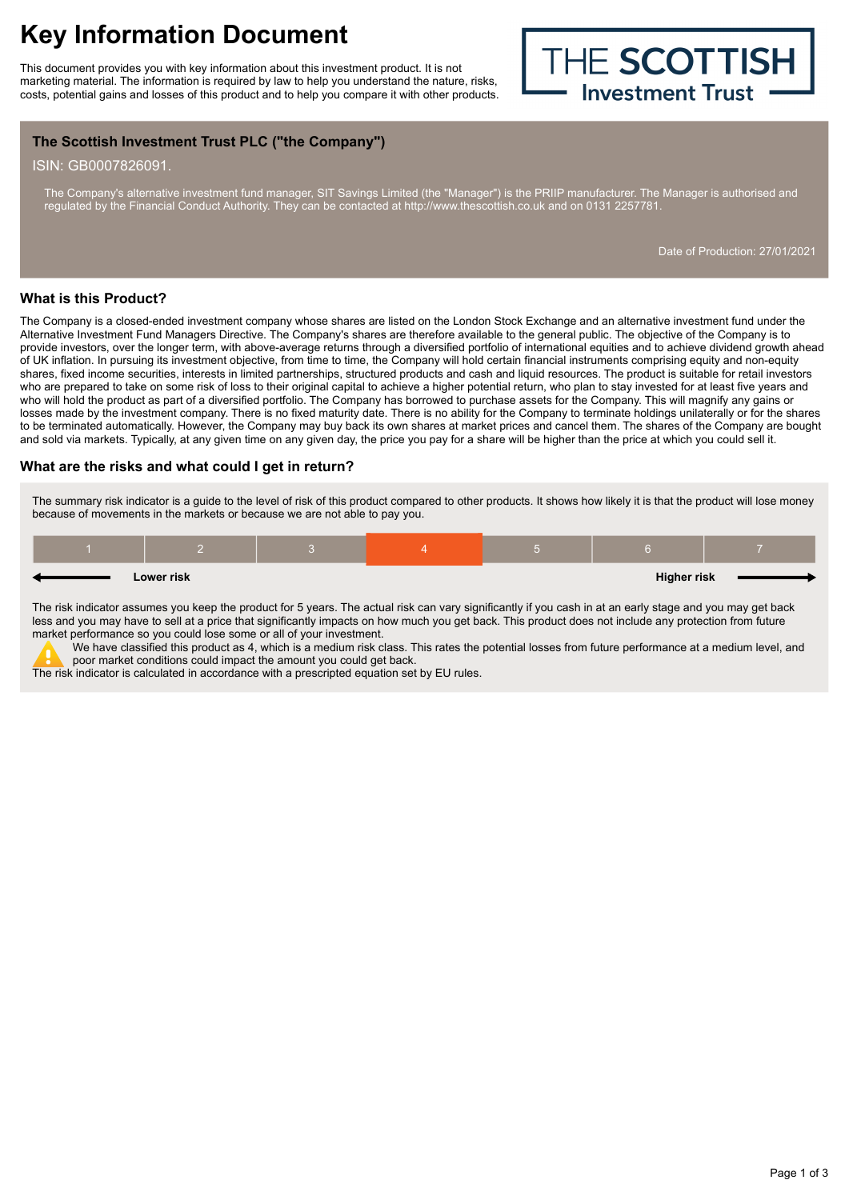# Key Information Document

This document provides you with key information about this investment product. It is not marketing material. The information is required by law to help you understand the nature, risks, costs, potential gains and losses of this product and to help you compare it with other products.

THE SCOTTISH Investment Trust

**The Scottish Investment Trust PLC ("the Company")**

ISIN: GB0007826091.

The Company's alternative investment fund manager, SIT Savings Limited (the "Manager") is the PRIIP manufacturer. The Manager is authorised and regulated by the Financial Conduct Authority. They can be contacted at http://www.thescottish.co.uk and on 0131 2257781.

Date of Production: 27/01/2021

## What is this Product?

The Company is a closed-ended investment company whose shares are listed on the London Stock Exchange and an alternative investment fund under the Alternative Investment Fund Managers Directive. The Company's shares are therefore available to the general public. The objective of the Company is to provide investors, over the longer term, with above-average returns through a diversified portfolio of international equities and to achieve dividend growth ahead of UK inflation. In pursuing its investment objective, from time to time, the Company will hold certain financial instruments comprising equity and non-equity shares, fixed income securities, interests in limited partnerships, structured products and cash and liquid resources. The product is suitable for retail investors who are prepared to take on some risk of loss to their original capital to achieve a higher potential return, who plan to stay invested for at least five years and who will hold the product as part of a diversified portfolio. The Company has borrowed to purchase assets for the Company. This will magnify any gains or losses made by the investment company. There is no fixed maturity date. There is no ability for the Company to terminate holdings unilaterally or for the shares to be terminated automatically. However, the Company may buy back its own shares at market prices and cancel them. The shares of the Company are bought and sold via markets. Typically, at any given time on any given day, the price you pay for a share will be higher than the price at which you could sell it.

## What are the risks and what could I get in return?

The summary risk indicator is a guide to the level of risk of this product compared to other products. It shows how likely it is that the product will lose money because of movements in the markets or because we are not able to pay you.

| 1 | 2 | 3 | **4** | 5 | 6 | 7 |
|---|---|---|---|---|---|---|

← **Lower risk** ... **Higher risk** →

The risk indicator assumes you keep the product for 5 years. The actual risk can vary significantly if you cash in at an early stage and you may get back less and you may have to sell at a price that significantly impacts on how much you get back. This product does not include any protection from future market performance so you could lose some or all of your investment.

⚠ We have classified this product as 4, which is a medium risk class. This rates the potential losses from future performance at a medium level, and poor market conditions could impact the amount you could get back.

The risk indicator is calculated in accordance with a prescripted equation set by EU rules.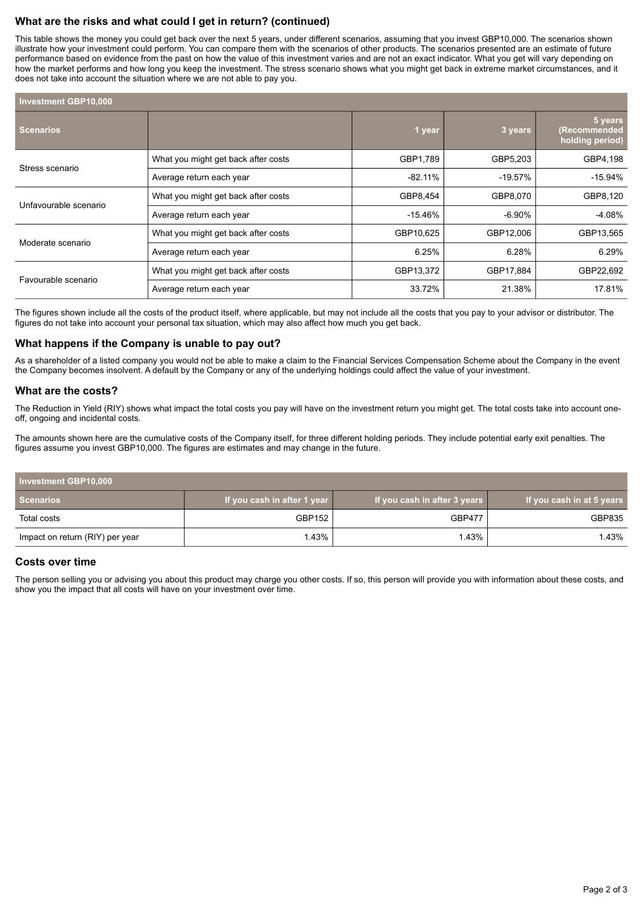## What are the risks and what could I get in return? (continued)

This table shows the money you could get back over the next 5 years, under different scenarios, assuming that you invest GBP10,000. The scenarios shown illustrate how your investment could perform. You can compare them with the scenarios of other products. The scenarios presented are an estimate of future performance based on evidence from the past on how the value of this investment varies and are not an exact indicator. What you get will vary depending on how the market performs and how long you keep the investment. The stress scenario shows what you might get back in extreme market circumstances, and it does not take into account the situation where we are not able to pay you.

| Investment GBP10,000 | | | | |
|---|---|---|---|---|
| **Scenarios** | | **1 year** | **3 years** | **5 years (Recommended holding period)** |
| Stress scenario | What you might get back after costs | GBP1,789 | GBP5,203 | GBP4,198 |
| | Average return each year | -82.11% | -19.57% | -15.94% |
| Unfavourable scenario | What you might get back after costs | GBP8,454 | GBP8,070 | GBP8,120 |
| | Average return each year | -15.46% | -6.90% | -4.08% |
| Moderate scenario | What you might get back after costs | GBP10,625 | GBP12,006 | GBP13,565 |
| | Average return each year | 6.25% | 6.28% | 6.29% |
| Favourable scenario | What you might get back after costs | GBP13,372 | GBP17,884 | GBP22,692 |
| | Average return each year | 33.72% | 21.38% | 17.81% |

The figures shown include all the costs of the product itself, where applicable, but may not include all the costs that you pay to your advisor or distributor. The figures do not take into account your personal tax situation, which may also affect how much you get back.

## What happens if the Company is unable to pay out?

As a shareholder of a listed company you would not be able to make a claim to the Financial Services Compensation Scheme about the Company in the event the Company becomes insolvent. A default by the Company or any of the underlying holdings could affect the value of your investment.

## What are the costs?

The Reduction in Yield (RIY) shows what impact the total costs you pay will have on the investment return you might get. The total costs take into account one-off, ongoing and incidental costs.

The amounts shown here are the cumulative costs of the Company itself, for three different holding periods. They include potential early exit penalties. The figures assume you invest GBP10,000. The figures are estimates and may change in the future.

| Investment GBP10,000 | | | |
|---|---|---|---|
| **Scenarios** | **If you cash in after 1 year** | **If you cash in after 3 years** | **If you cash in at 5 years** |
| Total costs | GBP152 | GBP477 | GBP835 |
| Impact on return (RIY) per year | 1.43% | 1.43% | 1.43% |

## Costs over time

The person selling you or advising you about this product may charge you other costs. If so, this person will provide you with information about these costs, and show you the impact that all costs will have on your investment over time.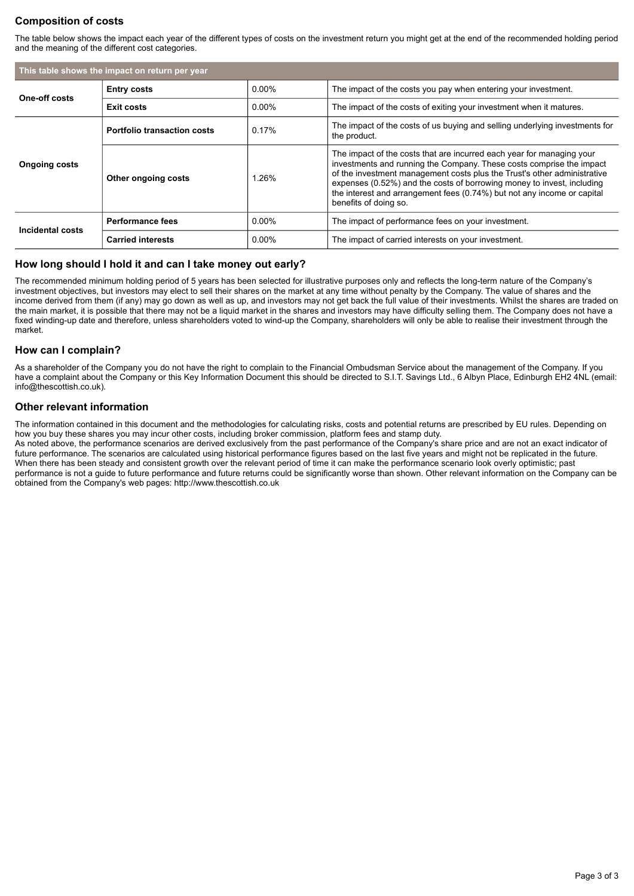## Composition of costs

The table below shows the impact each year of the different types of costs on the investment return you might get at the end of the recommended holding period and the meaning of the different cost categories.

| This table shows the impact on return per year | | | |
|---|---|---|---|
| One-off costs | **Entry costs** | 0.00% | The impact of the costs you pay when entering your investment. |
| | **Exit costs** | 0.00% | The impact of the costs of exiting your investment when it matures. |
| Ongoing costs | **Portfolio transaction costs** | 0.17% | The impact of the costs of us buying and selling underlying investments for the product. |
| | **Other ongoing costs** | 1.26% | The impact of the costs that are incurred each year for managing your investments and running the Company. These costs comprise the impact of the investment management costs plus the Trust's other administrative expenses (0.52%) and the costs of borrowing money to invest, including the interest and arrangement fees (0.74%) but not any income or capital benefits of doing so. |
| Incidental costs | **Performance fees** | 0.00% | The impact of performance fees on your investment. |
| | **Carried interests** | 0.00% | The impact of carried interests on your investment. |

## How long should I hold it and can I take money out early?

The recommended minimum holding period of 5 years has been selected for illustrative purposes only and reflects the long-term nature of the Company's investment objectives, but investors may elect to sell their shares on the market at any time without penalty by the Company. The value of shares and the income derived from them (if any) may go down as well as up, and investors may not get back the full value of their investments. Whilst the shares are traded on the main market, it is possible that there may not be a liquid market in the shares and investors may have difficulty selling them. The Company does not have a fixed winding-up date and therefore, unless shareholders voted to wind-up the Company, shareholders will only be able to realise their investment through the market.

## How can I complain?

As a shareholder of the Company you do not have the right to complain to the Financial Ombudsman Service about the management of the Company. If you have a complaint about the Company or this Key Information Document this should be directed to S.I.T. Savings Ltd., 6 Albyn Place, Edinburgh EH2 4NL (email: info@thescottish.co.uk).

## Other relevant information

The information contained in this document and the methodologies for calculating risks, costs and potential returns are prescribed by EU rules. Depending on how you buy these shares you may incur other costs, including broker commission, platform fees and stamp duty.
As noted above, the performance scenarios are derived exclusively from the past performance of the Company's share price and are not an exact indicator of future performance. The scenarios are calculated using historical performance figures based on the last five years and might not be replicated in the future. When there has been steady and consistent growth over the relevant period of time it can make the performance scenario look overly optimistic; past performance is not a guide to future performance and future returns could be significantly worse than shown. Other relevant information on the Company can be obtained from the Company's web pages: http://www.thescottish.co.uk